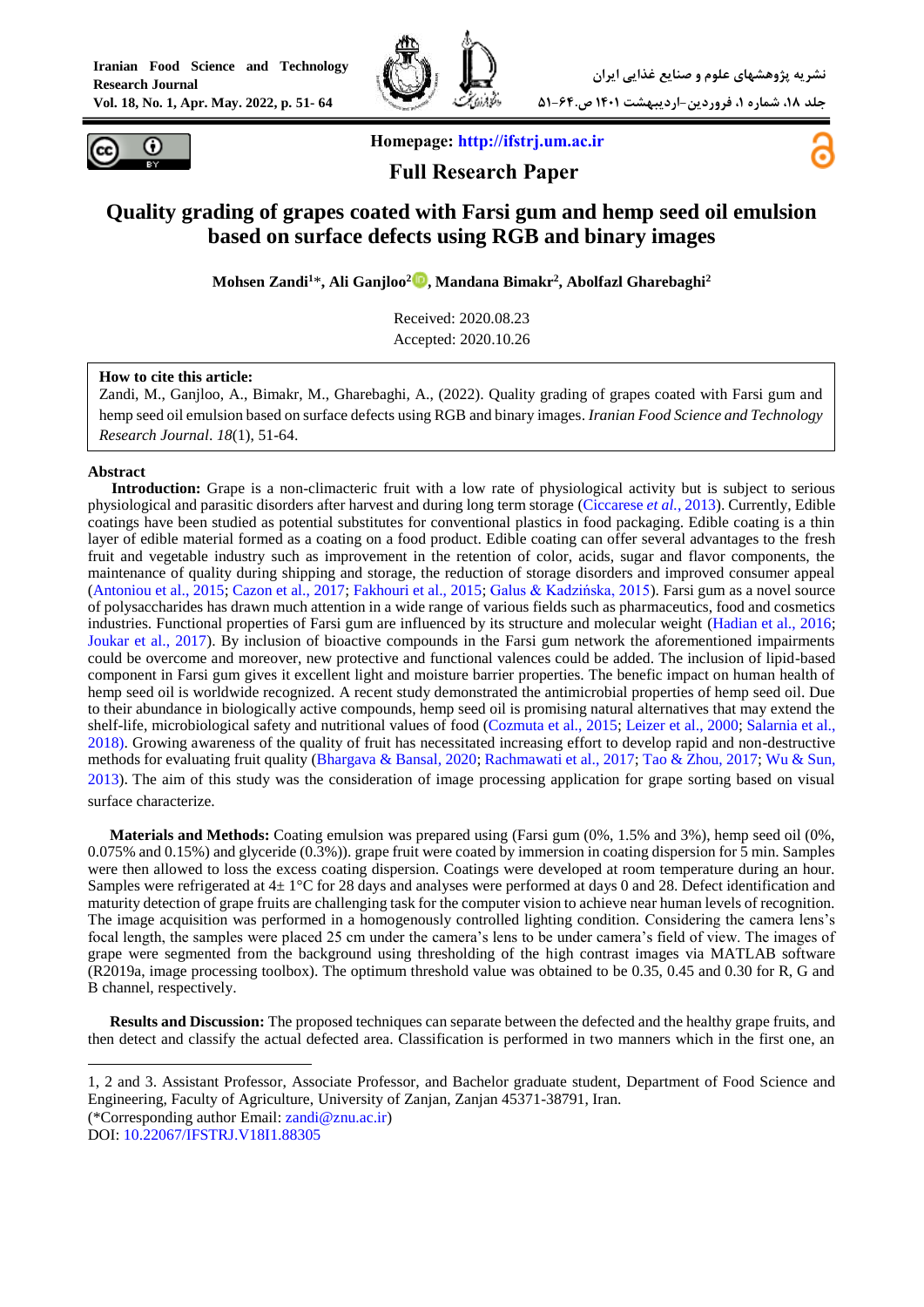Homepage: http://ifstrj.um.ac.ir

Full Research Paper

# Quality grading of grapes coated with Farsi gum and hemp seed oil emulsion based on surface defects using RGB and binary images

**Mohsen Zandi[1]*, Ali Ganjloo[2], Mandana Bimakr[2], Abolfazl Gharebaghi[2]**

Received: 2020.08.23
Accepted: 2020.10.26

**How to cite this article:**
Zandi, M., Ganjloo, A., Bimakr, M., Gharebaghi, A., (2022). Quality grading of grapes coated with Farsi gum and hemp seed oil emulsion based on surface defects using RGB and binary images. *Iranian Food Science and Technology Research Journal*. *18*(1), 51-64.

## Abstract

**Introduction:** Grape is a non-climacteric fruit with a low rate of physiological activity but is subject to serious physiological and parasitic disorders after harvest and during long term storage (Ciccarese *et al.*, 2013). Currently, Edible coatings have been studied as potential substitutes for conventional plastics in food packaging. Edible coating is a thin layer of edible material formed as a coating on a food product. Edible coating can offer several advantages to the fresh fruit and vegetable industry such as improvement in the retention of color, acids, sugar and flavor components, the maintenance of quality during shipping and storage, the reduction of storage disorders and improved consumer appeal (Antoniou et al., 2015; Cazon et al., 2017; Fakhouri et al., 2015; Galus & Kadzińska, 2015). Farsi gum as a novel source of polysaccharides has drawn much attention in a wide range of various fields such as pharmaceutics, food and cosmetics industries. Functional properties of Farsi gum are influenced by its structure and molecular weight (Hadian et al., 2016; Joukar et al., 2017). By inclusion of bioactive compounds in the Farsi gum network the aforementioned impairments could be overcome and moreover, new protective and functional valences could be added. The inclusion of lipid-based component in Farsi gum gives it excellent light and moisture barrier properties. The benefic impact on human health of hemp seed oil is worldwide recognized. A recent study demonstrated the antimicrobial properties of hemp seed oil. Due to their abundance in biologically active compounds, hemp seed oil is promising natural alternatives that may extend the shelf-life, microbiological safety and nutritional values of food (Cozmuta et al., 2015; Leizer et al., 2000; Salarnia et al., 2018). Growing awareness of the quality of fruit has necessitated increasing effort to develop rapid and non-destructive methods for evaluating fruit quality (Bhargava & Bansal, 2020; Rachmawati et al., 2017; Tao & Zhou, 2017; Wu & Sun, 2013). The aim of this study was the consideration of image processing application for grape sorting based on visual surface characterize.

**Materials and Methods:** Coating emulsion was prepared using (Farsi gum (0%, 1.5% and 3%), hemp seed oil (0%, 0.075% and 0.15%) and glyceride (0.3%)). grape fruit were coated by immersion in coating dispersion for 5 min. Samples were then allowed to loss the excess coating dispersion. Coatings were developed at room temperature during an hour. Samples were refrigerated at 4± 1°C for 28 days and analyses were performed at days 0 and 28. Defect identification and maturity detection of grape fruits are challenging task for the computer vision to achieve near human levels of recognition. The image acquisition was performed in a homogenously controlled lighting condition. Considering the camera lens's focal length, the samples were placed 25 cm under the camera's lens to be under camera's field of view. The images of grape were segmented from the background using thresholding of the high contrast images via MATLAB software (R2019a, image processing toolbox). The optimum threshold value was obtained to be 0.35, 0.45 and 0.30 for R, G and B channel, respectively.

**Results and Discussion:** The proposed techniques can separate between the defected and the healthy grape fruits, and then detect and classify the actual defected area. Classification is performed in two manners which in the first one, an

---

1, 2 and 3. Assistant Professor, Associate Professor, and Bachelor graduate student, Department of Food Science and Engineering, Faculty of Agriculture, University of Zanjan, Zanjan 45371-38791, Iran.
(*Corresponding author Email: zandi@znu.ac.ir)
DOI: 10.22067/IFSTRJ.V18I1.88305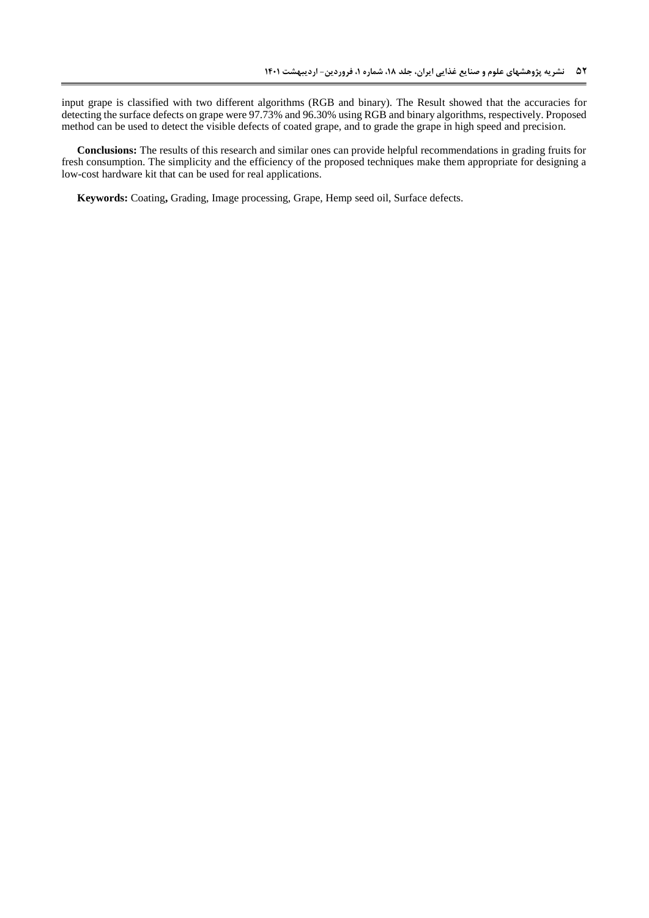input grape is classified with two different algorithms (RGB and binary). The Result showed that the accuracies for detecting the surface defects on grape were 97.73% and 96.30% using RGB and binary algorithms, respectively. Proposed method can be used to detect the visible defects of coated grape, and to grade the grape in high speed and precision.

**Conclusions:** The results of this research and similar ones can provide helpful recommendations in grading fruits for fresh consumption. The simplicity and the efficiency of the proposed techniques make them appropriate for designing a low-cost hardware kit that can be used for real applications.

**Keywords:** Coating**,** Grading, Image processing, Grape, Hemp seed oil, Surface defects.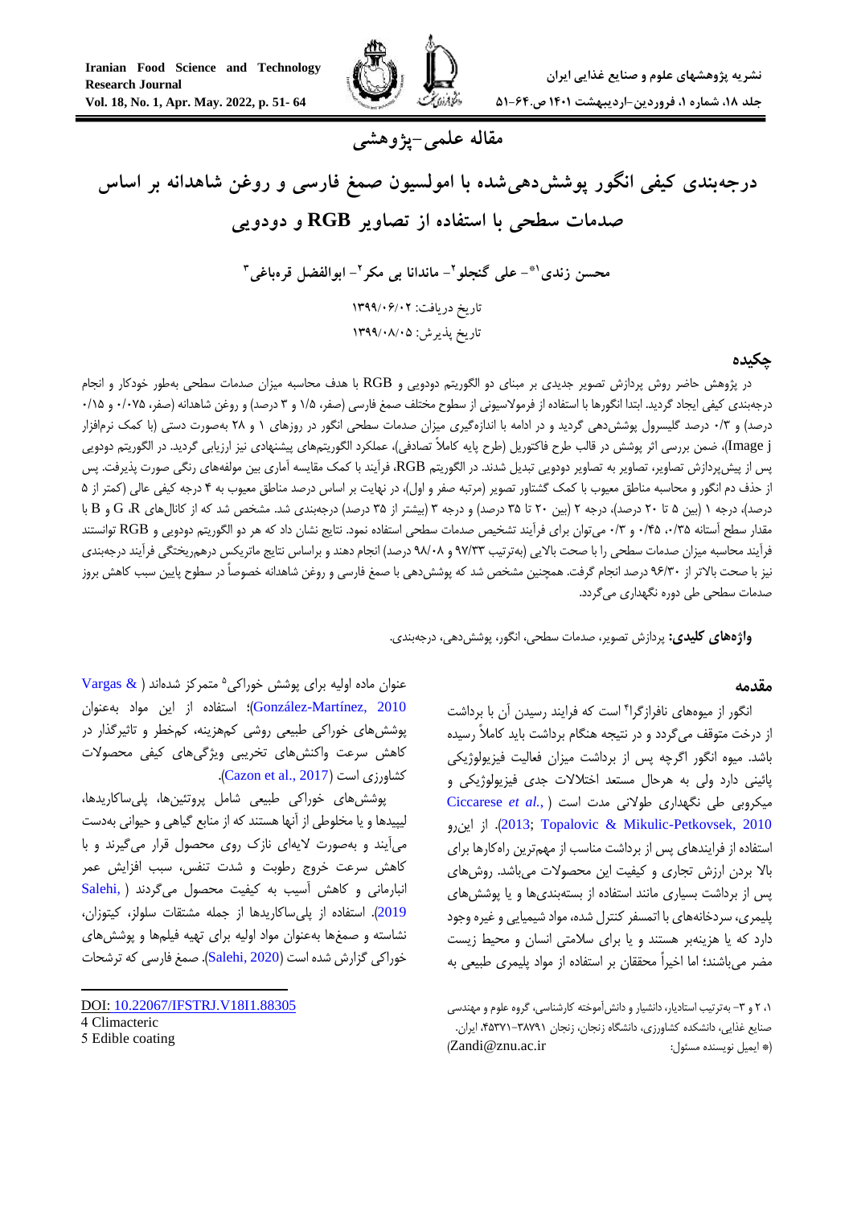مقاله علمی-پژوهشی

# درجه‌بندی کیفی انگور پوشش‌دهی‌شده با امولسیون صمغ فارسی و روغن شاهدانه بر اساس صدمات سطحی با استفاده از تصاویر RGB و دودویی

محسن زندی[1*]- علی گنجلو[2]- ماندانا بی مکر[2]- ابوالفضل قره‌باغی[3]

تاریخ دریافت: ۱۳۹۹/۰۶/۰۲

تاریخ پذیرش: ۱۳۹۹/۰۸/۰۵

## چکیده

در پژوهش حاضر روش پردازش تصویر جدیدی بر مبنای دو الگوریتم دودویی و RGB با هدف محاسبه میزان صدمات سطحی به‌طور خودکار و انجام درجه‌بندی کیفی ایجاد گردید. ابتدا انگورها با استفاده از فرمولاسیونی از سطوح مختلف صمغ فارسی (صفر، ۱/۵ و ۳ درصد) و روغن شاهدانه (صفر، ۰/۰۷۵ و ۰/۱۵ درصد) و ۰/۳ درصد گلیسرول پوشش‌دهی گردید و در ادامه با اندازه‌گیری میزان صدمات سطحی انگور در روزهای ۱ و ۲۸ به‌صورت دستی (با کمک نرم‌افزار Image j)، ضمن بررسی اثر پوشش در قالب طرح فاکتوریل (طرح پایه کاملاً تصادفی)، عملکرد الگوریتم‌های پیشنهادی نیز ارزیابی گردید. در الگوریتم دودویی پس از پیش‌پردازش تصاویر، تصاویر به تصاویر دودویی تبدیل شدند. در الگوریتم RGB، فرآیند با کمک مقایسه آماری بین مولفه‌های رنگی صورت پذیرفت. پس از حذف دم انگور و محاسبه مناطق معیوب با کمک گشتاور تصویر (مرتبه صفر و اول)، در نهایت بر اساس درصد مناطق معیوب به ۴ درجه کیفی عالی (کمتر از ۵ درصد)، درجه ۱ (بین ۵ تا ۲۰ درصد)، درجه ۲ (بین ۲۰ تا ۳۵ درصد) و درجه ۳ (بیشتر از ۳۵ درصد) درجه‌بندی شد. مشخص شد که از کانال‌های R، G و B با مقدار سطح آستانه ۰/۳۵، ۰/۴۵ و ۰/۳ می‌توان برای فرآیند تشخیص صدمات سطحی استفاده نمود. نتایج نشان داد که هر دو الگوریتم دودویی و RGB توانستند فرآیند محاسبه میزان صدمات سطحی را با صحت بالایی (به‌ترتیب ۹۷/۳۳ و ۹۸/۰۸ درصد) انجام دهند و براساس نتایج ماتریکس درهم‌ریختگی فرآیند درجه‌بندی نیز با صحت بالاتر از ۹۶/۳۰ درصد انجام گرفت. همچنین مشخص شد که پوشش‌دهی با صمغ فارسی و روغن شاهدانه خصوصاً در سطوح پایین سبب کاهش بروز صدمات سطحی طی دوره نگهداری می‌گردد.

**واژه‌های کلیدی:** پردازش تصویر، صدمات سطحی، انگور، پوشش‌دهی، درجه‌بندی.

## مقدمه

انگور از میوه‌های نافرازگرا[4] است که فرایند رسیدن آن با برداشت از درخت متوقف می‌گردد و در نتیجه هنگام برداشت باید کاملاً رسیده باشد. میوه انگور اگرچه پس از برداشت میزان فعالیت فیزیولوژیکی پائینی دارد ولی به هرحال مستعد اختلالات جدی فیزیولوژیکی و میکروبی طی نگهداری طولانی مدت است (Ciccarese *et al.*, 2013; Topalovic & Mikulic-Petkovsek, 2010). از این‌رو استفاده از فرایندهای پس از برداشت مناسب از مهمترین راه‌کارها برای بالا بردن ارزش تجاری و کیفیت این محصولات می‌باشد. روش‌های پس از برداشت بسیاری مانند استفاده از بسته‌بندی‌ها و یا پوشش‌های پلیمری، سردخانه‌های با اتمسفر کنترل شده، مواد شیمیایی و غیره وجود دارد که یا هزینه‌بر هستند و یا برای سلامتی انسان و محیط زیست مضر می‌باشند؛ اما اخیراً محققان بر استفاده از مواد پلیمری طبیعی به عنوان ماده اولیه برای پوشش خوراکی[5] متمرکز شده‌اند (Vargas & González-Martínez, 2010)؛ استفاده از این مواد به‌عنوان پوشش‌های خوراکی طبیعی روشی کم‌هزینه، کم‌خطر و تاثیرگذار در کاهش سرعت واکنش‌های تخریبی ویژگی‌های کیفی محصولات کشاورزی است (Cazon et al., 2017).

پوشش‌های خوراکی طبیعی شامل پروتئین‌ها، پلی‌ساکاریدها، لیپیدها و یا مخلوطی از آنها هستند که از منابع گیاهی و حیوانی به‌دست می‌آیند و به‌صورت لایه‌ای نازک روی محصول قرار می‌گیرند و با کاهش سرعت خروج رطوبت و شدت تنفس، سبب افزایش عمر انبارمانی و کاهش آسیب به کیفیت محصول می‌گردند (Salehi, 2019). استفاده از پلی‌ساکاریدها از جمله مشتقات سلولز، کیتوزان، نشاسته و صمغ‌ها به‌عنوان مواد اولیه برای تهیه فیلم‌ها و پوشش‌های خوراکی گزارش شده است (Salehi, 2020). صمغ فارسی که ترشحات

---

۱، ۲ و ۳- به‌ترتیب استادیار، دانشیار و دانش‌آموخته کارشناسی، گروه علوم و مهندسی صنایع غذایی، دانشکده کشاورزی، دانشگاه زنجان، زنجان ۳۸۷۹۱-۴۵۳۷۱، ایران.

(* ایمیل نویسنده مسئول: Zandi@znu.ac.ir)

DOI: 10.22067/IFSTRJ.V18I1.88305

4 Climacteric

5 Edible coating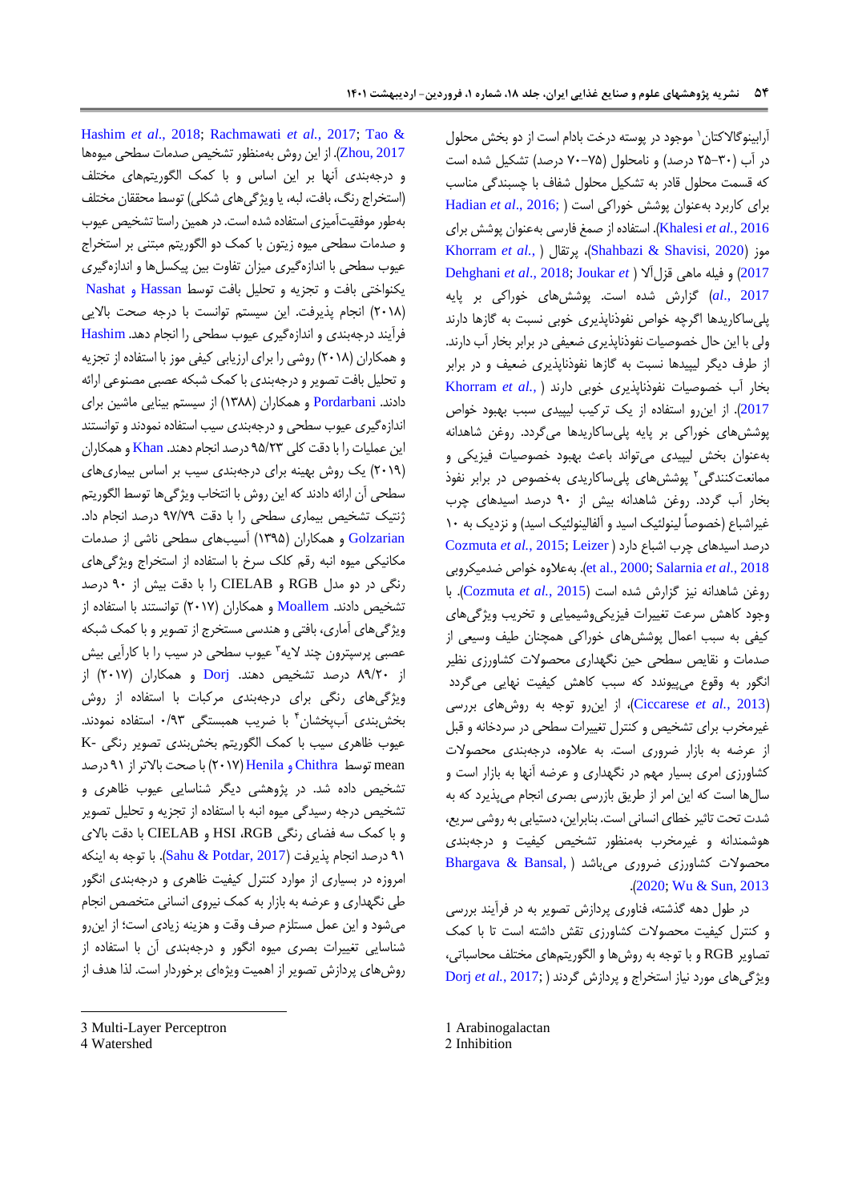آرابینوگالاکتان[1] موجود در پوسته درخت بادام است از دو بخش محلول در آب (۳۰–۲۵ درصد) و نامحلول (۷۵–۷۰ درصد) تشکیل شده است که قسمت محلول قادر به تشکیل محلول شفاف با چسبندگی مناسب برای کاربرد به‌عنوان پوشش خوراکی است (Hadian et al., 2016; Khalesi et al., 2016). استفاده از صمغ فارسی به‌عنوان پوشش برای موز (Shahbazi & Shavisi, 2020)، پرتقال (Khorram et al., 2017) و فیله ماهی قزل‌آلا (Dehghani et al., 2018; Joukar et al., 2017) گزارش شده است. پوشش‌های خوراکی بر پایه پلی‌ساکاریدها اگرچه خواص نفوذناپذیری خوبی نسبت به گازها دارند ولی با این حال خصوصیات نفوذناپذیری ضعیفی در برابر بخار آب دارند. از طرف دیگر لیپیدها نسبت به گازها نفوذناپذیری ضعیف و در برابر بخار آب خصوصیات نفوذناپذیری خوبی دارند (Khorram et al., 2017). از این‌رو استفاده از یک ترکیب لیپیدی سبب بهبود خواص پوشش‌های خوراکی بر پایه پلی‌ساکاریدها می‌گردد. روغن شاهدانه به‌عنوان بخش لیپیدی می‌تواند باعث بهبود خصوصیات فیزیکی و ممانعت‌کنندگی[2] پوشش‌های پلی‌ساکاریدی به‌خصوص در برابر نفوذ بخار آب گردد. روغن شاهدانه بیش از ۹۰ درصد اسیدهای چرب غیراشباع (خصوصاً لینولئیک اسید و آلفالینولئیک اسید) و نزدیک به ۱۰ درصد اسیدهای چرب اشباع دارد (Cozmuta et al., 2015; Leizer et al., 2000; Salarnia et al., 2018). به‌علاوه خواص ضدمیکروبی روغن شاهدانه نیز گزارش شده است (Cozmuta et al., 2015). با وجود کاهش سرعت تغییرات فیزیکی‌وشیمیایی و تخریب ویژگی‌های کیفی به سبب اعمال پوشش‌های خوراکی همچنان طیف وسیعی از صدمات و نقایص سطحی حین نگهداری محصولات کشاورزی نظیر انگور به وقوع می‌پیوندد که سبب کاهش کیفیت نهایی می‌گردد (Ciccarese et al., 2013)، از این‌رو توجه به روش‌های بررسی غیرمخرب برای تشخیص و کنترل تغییرات سطحی در سردخانه و قبل از عرضه به بازار ضروری است. به علاوه، درجه‌بندی محصولات کشاورزی امری بسیار مهم در نگهداری و عرضه آنها به بازار است و سال‌ها است که این امر از طریق بازرسی بصری انجام می‌پذیرد که به شدت تحت تاثیر خطای انسانی است. بنابراین، دستیابی به روشی سریع، هوشمندانه و غیرمخرب به‌منظور تشخیص کیفیت و درجه‌بندی محصولات کشاورزی ضروری می‌باشد (Bhargava & Bansal, 2020; Wu & Sun, 2013).

در طول دهه گذشته، فناوری پردازش تصویر به در فرآیند بررسی و کنترل کیفیت محصولات کشاورزی نقش داشته است تا با کمک تصاویر RGB و با توجه به روش‌ها و الگوریتم‌های مختلف محاسباتی، ویژگی‌های مورد نیاز استخراج و پردازش گردند (Dorj et al., 2017; Hashim et al., 2018; Rachmawati et al., 2017; Tao & Zhou, 2017). از این روش به‌منظور تشخیص صدمات سطحی میوه‌ها و درجه‌بندی آنها بر این اساس و با کمک الگوریتم‌های مختلف (استخراج رنگ، بافت، لبه، یا ویژگی‌های شکلی) توسط محققان مختلف به‌طور موفقیت‌آمیزی استفاده شده است. در همین راستا تشخیص عیوب و صدمات سطحی میوه زیتون با کمک دو الگوریتم مبتنی بر استخراج عیوب سطحی با اندازه‌گیری میزان تفاوت بین پیکسل‌ها و اندازه‌گیری یکنواختی بافت و تجزیه و تحلیل بافت توسط Hassan و Nashat (۲۰۱۸) انجام پذیرفت. این سیستم توانست با درجه صحت بالای فرآیند درجه‌بندی و اندازه‌گیری عیوب سطحی را انجام دهد. Hashim و همکاران (۲۰۱۸) روشی را برای ارزیابی کیفی موز با استفاده از تجزیه و تحلیل بافت تصویر و درجه‌بندی با کمک شبکه عصبی مصنوعی ارائه دادند. Pordarbani و همکاران (۱۳۸۸) از سیستم بینایی ماشین برای اندازه‌گیری عیوب سطحی و درجه‌بندی سیب استفاده نمودند و توانستند این عملیات را با دقت کلی ۹۵/۲۳ درصد انجام دهند. Khan و همکاران (۲۰۱۹) یک روش بهینه برای درجه‌بندی سیب بر اساس بیماری‌های سطحی آن ارائه دادند که این روش با انتخاب ویژگی‌ها توسط الگوریتم ژنتیک تشخیص بیماری سطحی را با دقت ۹۷/۷۹ درصد انجام داد. Golzarian و همکاران (۱۳۹۵) آسیب‌های سطحی ناشی از صدمات مکانیکی میوه انبه رقم کلک سرخ را با استفاده از استخراج ویژگی‌های رنگی در دو مدل RGB و CIELAB را با دقت بیش از ۹۰ درصد تشخیص دادند. Moallem و همکاران (۲۰۱۷) توانستند با استفاده از ویژگی‌های آماری، بافتی و هندسی مستخرج از تصویر و با کمک شبکه عصبی پرسپترون چند لایه[3] عیوب سطحی در سیب را با کارآیی بیش از ۸۹/۲۰ درصد تشخیص دهند. Dorj و همکاران (۲۰۱۷) از ویژگی‌های رنگی برای درجه‌بندی مرکبات با استفاده از روش بخش‌بندی آب‌پخشان[4] با ضریب همبستگی ۰/۹۳ استفاده نمودند. عیوب ظاهری سیب با کمک الگوریتم بخش‌بندی تصویر رنگی K-mean توسط Chithra و Henila (۲۰۱۷) با صحت بالاتر از ۹۱ درصد تشخیص داده شد. در پژوهشی دیگر شناسایی عیوب ظاهری و تشخیص درجه رسیدگی میوه انبه با استفاده از تجزیه و تحلیل تصویر و با کمک سه فضای رنگی RGB، HSI و CIELAB با دقت بالای ۹۱ درصد انجام پذیرفت (Sahu & Potdar, 2017). با توجه به اینکه امروزه در بسیاری از موارد کنترل کیفیت ظاهری و درجه‌بندی انگور طی نگهداری و عرضه به بازار به کمک نیروی انسانی متخصص انجام می‌شود و این عمل مستلزم صرف وقت و هزینه زیادی است؛ از این‌رو شناسایی تغییرات بصری میوه انگور و درجه‌بندی آن با استفاده از روش‌های پردازش تصویر از اهمیت ویژه‌ای برخوردار است. لذا هدف از

1 Arabinogalactan
2 Inhibition
3 Multi-Layer Perceptron
4 Watershed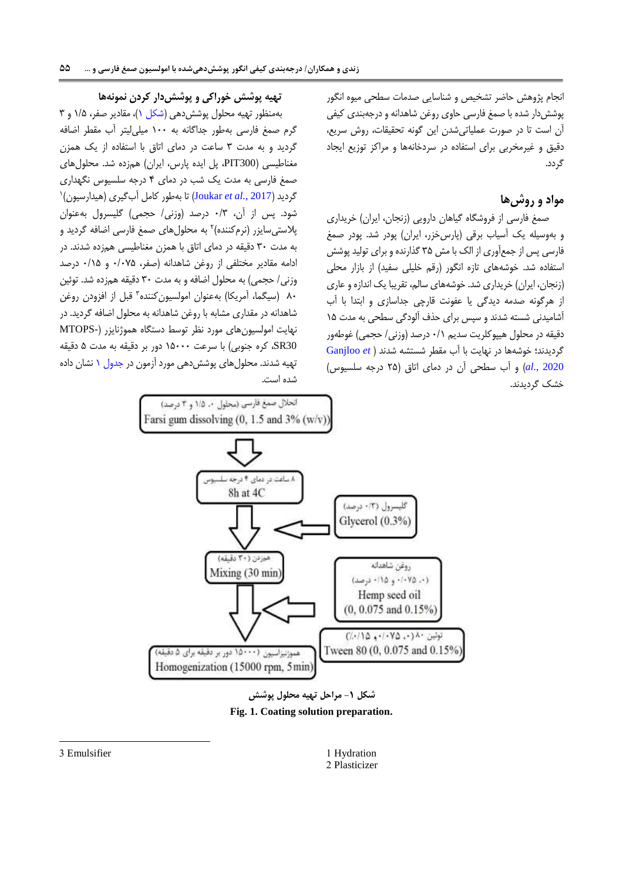انجام پژوهش حاضر تشخیص و شناسایی صدمات سطحی میوه انگور پوشش‌دار شده با صمغ فارسی حاوی روغن شاهدانه و درجه‌بندی کیفی آن است تا در صورت عملیاتی‌شدن این گونه تحقیقات، روش سریع، دقیق و غیرمخربی برای استفاده در سردخانه‌ها و مراکز توزیع ایجاد گردد.

## مواد و روش‌ها

صمغ فارسی از فروشگاه گیاهان دارویی (زنجان، ایران) خریداری و به‌وسیله یک آسیاب برقی (پارس‌خزر، ایران) پودر شد. پودر صمغ فارسی پس از جمع‌آوری از الک با مش ۳۵ گذارنده و برای تولید پوشش استفاده شد. خوشه‌های تازه انگور (رقم خلیلی سفید) از بازار محلی (زنجان، ایران) خریداری شد. خوشه‌های سالم، تقریبا یک اندازه و عاری از هرگونه صدمه دیدگی یا عفونت قارچی جداسازی و ابتدا با آب آشامیدنی شسته شدند و سپس برای حذف آلودگی سطحی به مدت ۱۵ دقیقه در محلول هیپوکلریت سدیم ۰/۱ درصد (وزنی/ حجمی) غوطه‌ور گردیدند؛ خوشه‌ها در نهایت با آب مقطر شسته شدند (Ganjloo *et al.*, 2020) و آب سطحی آن در دمای اتاق (۲۵ درجه سلسیوس) خشک گردیدند.

### تهیه پوشش خوراکی و پوشش‌دار کردن نمونه‌ها

به‌منظور تهیه محلول پوشش‌دهی (شکل ۱)، مقادیر صفر، ۱/۵ و ۳ گرم صمغ فارسی به‌طور جداگانه به ۱۰۰ میلی‌لیتر آب مقطر اضافه گردید و به مدت ۳ ساعت در دمای اتاق با استفاده از یک همزن مغناطیسی (PIT300، پل ایده پارس، ایران) همزده شد. محلول‌های صمغ فارسی به مدت یک شب در دمای ۴ درجه سلسیوس نگهداری گردید (Joukar *et al.*, 2017) تا به‌طور کامل آب‌گیری (هیدراسیون)[1] شود. پس از آن، ۰/۳ درصد (وزنی/ حجمی) گلیسرول به‌عنوان پلاستی‌سایزر (نرم‌کننده)[2] به محلول‌های صمغ فارسی اضافه گردید و به مدت ۳۰ دقیقه در دمای اتاق با همزن مغناطیسی همزده شدند. در ادامه مقادیر مختلفی از روغن شاهدانه (صفر، ۰/۰۷۵ و ۰/۱۵ درصد وزنی/ حجمی) به محلول اضافه و به مدت ۳۰ دقیقه همزده شد. توئین ۸۰ (سیگما، آمریکا) به‌عنوان امولسیون‌کننده[3] قبل از افزودن روغن شاهدانه در مقداری مشابه با روغن شاهدانه به محلول اضافه گردید. در نهایت امولسیون‌های مورد نظر توسط دستگاه هموژنایزر (-MTOPS SR30، کره جنوبی) با سرعت ۱۵۰۰۰ دور بر دقیقه به مدت ۵ دقیقه تهیه شدند. محلول‌های پوشش‌دهی مورد آزمون در جدول ۱ نشان داده شده است.

انحلال صمغ فارسی (محلول ۰، ۱/۵ و ۳ درصد)
Farsi gum dissolving (0, 1.5 and 3% (w/v))
↓
۸ ساعت در دمای ۴ درجه سلسیوس
8h at 4C
↓ ← گلیسرول (۰/۳ درصد) Glycerol (0.3%)
همزدن (۳۰ دقیقه)
Mixing (30 min)
↓ ← روغن شاهدانه (۰، ۰/۰۷۵ و ۰/۱۵ درصد) Hemp seed oil (0, 0.075 and 0.15%)
هموژنیزاسیون (۱۵۰۰۰ دور بر دقیقه برای ۵ دقیقه)
Homogenization (15000 rpm, 5min) ← توئین ۸۰ (۰، ۰/۰۷۵ و ۰/۱۵٪) Tween 80 (0, 0.075 and 0.15%)

**شکل ۱- مراحل تهیه محلول پوشش**

**Fig. 1. Coating solution preparation.**

---

1 Hydration
2 Plasticizer
3 Emulsifier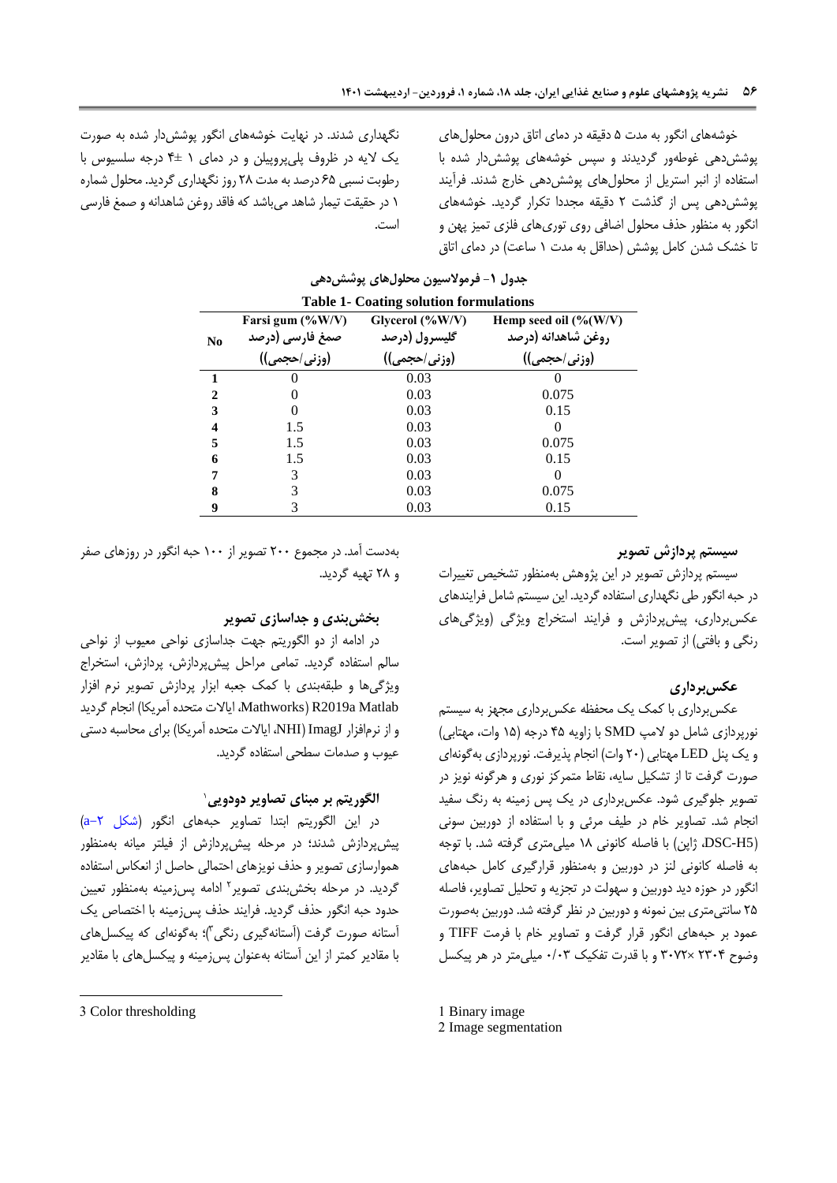خوشه‌های انگور به مدت ۵ دقیقه در دمای اتاق درون محلول‌های پوشش‌دهی غوطه‌ور گردیدند و سپس خوشه‌های پوشش‌دار شده با استفاده از انبر استریل از محلول‌های پوشش‌دهی خارج شدند. فرآیند پوشش‌دهی پس از گذشت ۲ دقیقه مجددا تکرار گردید. خوشه‌های انگور به منظور حذف محلول اضافی روی توری‌های فلزی تمیز پهن و تا خشک شدن کامل پوشش (حداقل به مدت ۱ ساعت) در دمای اتاق نگهداری شدند. در نهایت خوشه‌های انگور پوشش‌دار شده به صورت یک لایه در ظروف پلی‌پروپیلن و در دمای ۱ ±۴ درجه سلسیوس با رطوبت نسبی ۶۵ درصد به مدت ۲۸ روز نگهداری گردید. محلول شماره ۱ در حقیقت تیمار شاهد می‌باشد که فاقد روغن شاهدانه و صمغ فارسی است.

**جدول ۱- فرمولاسیون محلول‌های پوشش‌دهی**

**Table 1- Coating solution formulations**

| No | Farsi gum (%W/V) صمغ فارسی (درصد (وزنی/حجمی)) | Glycerol (%W/V) گلیسرول (درصد (وزنی/حجمی)) | Hemp seed oil (%(W/V) روغن شاهدانه (درصد (وزنی/حجمی)) |
|---|---|---|---|
| 1 | 0 | 0.03 | 0 |
| 2 | 0 | 0.03 | 0.075 |
| 3 | 0 | 0.03 | 0.15 |
| 4 | 1.5 | 0.03 | 0 |
| 5 | 1.5 | 0.03 | 0.075 |
| 6 | 1.5 | 0.03 | 0.15 |
| 7 | 3 | 0.03 | 0 |
| 8 | 3 | 0.03 | 0.075 |
| 9 | 3 | 0.03 | 0.15 |

## سیستم پردازش تصویر

سیستم پردازش تصویر در این پژوهش به‌منظور تشخیص تغییرات در حبه انگور طی نگهداری استفاده گردید. این سیستم شامل فرایندهای عکس‌برداری، پیش‌پردازش و فرایند استخراج ویژگی (ویژگی‌های رنگی و بافتی) از تصویر است.

## عکس‌برداری

عکس‌برداری با کمک یک محفظه عکس‌برداری مجهز به سیستم نورپردازی شامل دو لامپ SMD با زاویه ۴۵ درجه (۱۵ وات، مهتابی) و یک پنل LED مهتابی (۲۰ وات) انجام پذیرفت. نورپردازی به‌گونه‌ای صورت گرفت تا از تشکیل سایه، نقاط متمرکز نوری و هرگونه نویز در تصویر جلوگیری شود. عکس‌برداری در یک پس زمینه به رنگ سفید انجام شد. تصاویر خام در طیف مرئی و با استفاده از دوربین سونی (DSC-H5، ژاپن) با فاصله کانونی ۱۸ میلی‌متری گرفته شد. با توجه به فاصله کانونی لنز در دوربین و به‌منظور قرارگیری کامل حبه‌های انگور در حوزه دید دوربین و سهولت در تجزیه و تحلیل تصاویر، فاصله ۲۵ سانتی‌متری بین نمونه و دوربین در نظر گرفته شد. دوربین به‌صورت عمود بر حبه‌های انگور قرار گرفت و تصاویر خام با فرمت TIFF و وضوح ۲۳۰۴ ×۳۰۷۲ و با قدرت تفکیک ۰/۰۳ میلی‌متر در هر پیکسل به‌دست آمد. در مجموع ۲۰۰ تصویر از ۱۰۰ حبه انگور در روزهای صفر و ۲۸ تهیه گردید.

## بخش‌بندی و جداسازی تصویر

در ادامه از دو الگوریتم جهت جداسازی نواحی معیوب از نواحی سالم استفاده گردید. تمامی مراحل پیش‌پردازش، پردازش، استخراج ویژگی‌ها و طبقه‌بندی با کمک جعبه ابزار پردازش تصویر نرم افزار Matlab R2019a (Mathworks، ایالات متحده آمریکا) انجام گردید و از نرم‌افزار ImageJ (NHI، ایالات متحده آمریکا) برای محاسبه دستی عیوب و صدمات سطحی استفاده گردید.

## الگوریتم بر مبنای تصاویر دودویی[1]

در این الگوریتم ابتدا تصاویر حبه‌های انگور (شکل ۲-a) پیش‌پردازش شدند؛ در مرحله پیش‌پردازش از فیلتر میانه به‌منظور هموارسازی تصویر و حذف نویزهای احتمالی حاصل از انعکاس استفاده گردید. در مرحله بخش‌بندی تصویر[2] ادامه پس‌زمینه به‌منظور تعیین حدود حبه انگور حذف گردید. فرایند حذف پس‌زمینه با اختصاص یک آستانه صورت گرفت (آستانه‌گیری رنگی[3])؛ به‌گونه‌ای که پیکسل‌های با مقادیر کمتر از این آستانه به‌عنوان پس‌زمینه و پیکسل‌های با مقادیر

1 Binary image
2 Image segmentation
3 Color thresholding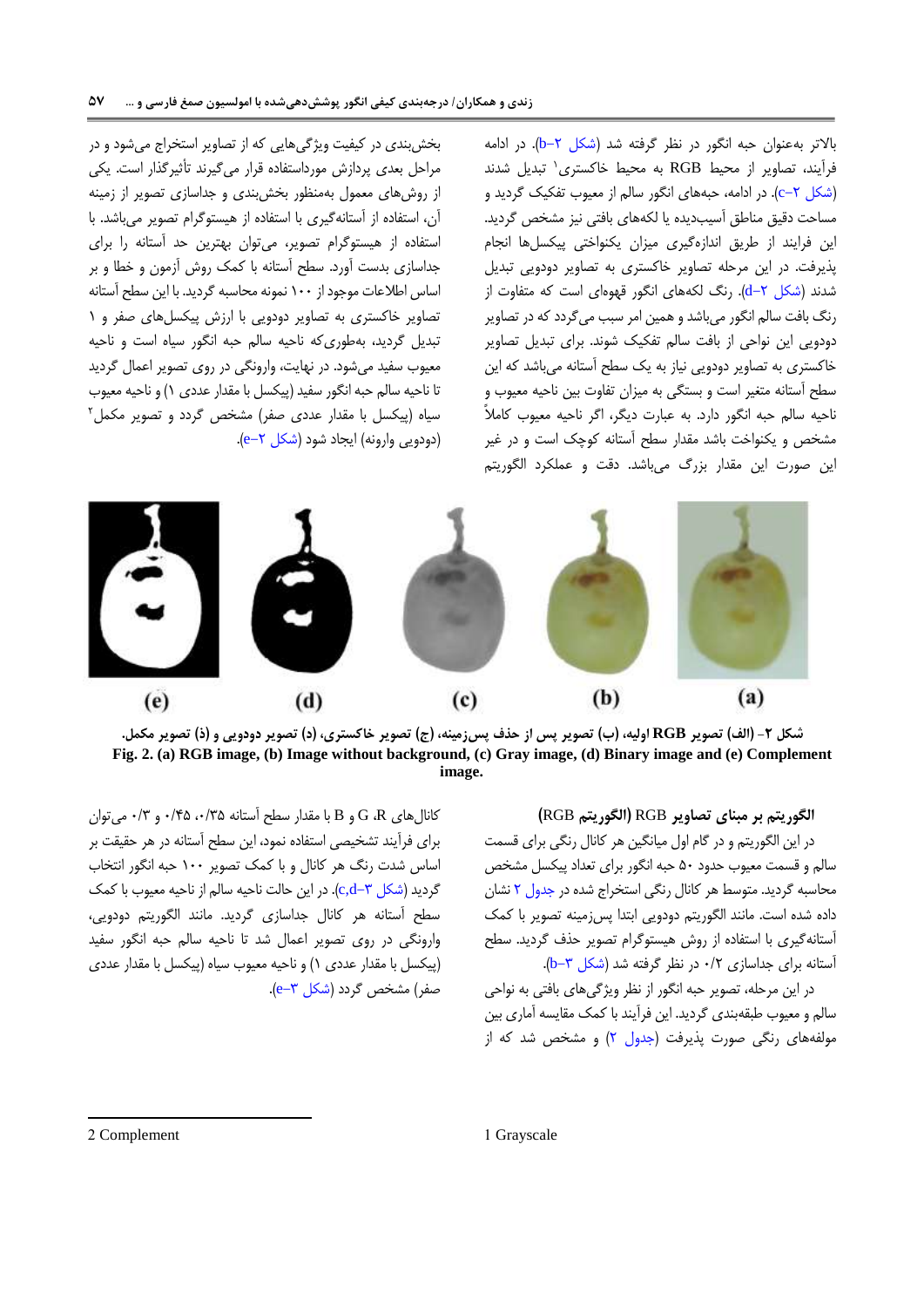بالاتر به‌عنوان حبه انگور در نظر گرفته شد (شکل ۲-b). در ادامه فرآیند، تصاویر از محیط RGB به محیط خاکستری[1] تبدیل شدند (شکل ۲-c). در ادامه، حبه‌های انگور سالم از معیوب تفکیک گردید و مساحت دقیق مناطق آسیب‌دیده یا لکه‌های بافتی نیز مشخص گردید. این فرایند از طریق اندازه‌گیری میزان یکنواختی پیکسل‌ها انجام پذیرفت. در این مرحله تصاویر خاکستری به تصاویر دودویی تبدیل شدند (شکل ۲-d). رنگ لکه‌های انگور قهوه‌ای است که متفاوت از رنگ بافت سالم انگور می‌باشد و همین امر سبب می‌گردد که در تصاویر دودویی این نواحی از بافت سالم تفکیک شوند. برای تبدیل تصاویر خاکستری به تصاویر دودویی نیاز به یک سطح آستانه می‌باشد که این سطح آستانه متغیر است و بستگی به میزان تفاوت بین ناحیه معیوب و ناحیه سالم حبه انگور دارد. به عبارت دیگر، اگر ناحیه معیوب کاملاً مشخص و یکنواخت باشد مقدار سطح آستانه کوچک است و در غیر این صورت این مقدار بزرگ می‌باشد. دقت و عملکرد الگوریتم بخش‌بندی در کیفیت ویژگی‌هایی که از تصاویر استخراج می‌شود و در مراحل بعدی پردازش مورداستفاده قرار می‌گیرند تأثیرگذار است. یکی از روش‌های معمول به‌منظور بخش‌بندی و جداسازی تصویر از زمینه آن، استفاده از آستانه‌گیری با استفاده از هیستوگرام تصویر می‌باشد. با استفاده از هیستوگرام تصویر، می‌توان بهترین حد آستانه را برای جداسازی بدست آورد. سطح آستانه با کمک روش آزمون و خطا و بر اساس اطلاعات موجود از ۱۰۰ نمونه محاسبه گردید. با این سطح آستانه تصاویر خاکستری به تصاویر دودویی با ارزش پیکسل‌های صفر و ۱ تبدیل گردید، به‌طوری‌که ناحیه سالم حبه انگور سیاه است و ناحیه معیوب سفید می‌شود. در نهایت، وارونگی در روی تصویر اعمال گردید تا ناحیه سالم حبه انگور سفید (پیکسل با مقدار عددی ۱) و ناحیه معیوب سیاه (پیکسل با مقدار عددی صفر) مشخص گردد و تصویر مکمل[2] (دودویی وارونه) ایجاد شود (شکل ۲-e).

**شکل ۲- (الف) تصویر RGB اولیه، (ب) تصویر پس از حذف پس‌زمینه، (ج) تصویر خاکستری، (د) تصویر دودویی و (ذ) تصویر مکمل.**

**Fig. 2. (a) RGB image, (b) Image without background, (c) Gray image, (d) Binary image and (e) Complement image.**

### الگوریتم بر مبنای تصاویر RGB (الگوریتم RGB)

در این الگوریتم و در گام اول میانگین هر کانال رنگی برای قسمت سالم و قسمت معیوب حدود ۵۰ حبه انگور برای تعداد پیکسل مشخص محاسبه گردید. متوسط هر کانال رنگی استخراج شده در جدول ۲ نشان داده شده است. مانند الگوریتم دودویی ابتدا پس‌زمینه تصویر با کمک آستانه‌گیری با استفاده از روش هیستوگرام تصویر حذف گردید. سطح آستانه برای جداسازی ۰/۲ در نظر گرفته شد (شکل ۳-b).

در این مرحله، تصویر حبه انگور از نظر ویژگی‌های بافتی به نواحی سالم و معیوب طبقه‌بندی گردید. این فرآیند با کمک مقایسه آماری بین مولفه‌های رنگی صورت پذیرفت (جدول ۲) و مشخص شد که از کانال‌های R، G و B با مقدار سطح آستانه ۰/۳۵، ۰/۴۵ و ۰/۳ می‌توان برای فرآیند تشخیصی استفاده نمود، این سطح آستانه در حقیقت بر اساس شدت رنگ هر کانال و با کمک تصویر ۱۰۰ حبه انگور انتخاب گردید (شکل ۳-c,d). در این حالت ناحیه سالم از ناحیه معیوب با کمک سطح آستانه هر کانال جداسازی گردید. مانند الگوریتم دودویی، وارونگی در روی تصویر اعمال شد تا ناحیه سالم حبه انگور سفید (پیکسل با مقدار عددی ۱) و ناحیه معیوب سیاه (پیکسل با مقدار عددی صفر) مشخص گردد (شکل ۳-e).

---

1 Grayscale

2 Complement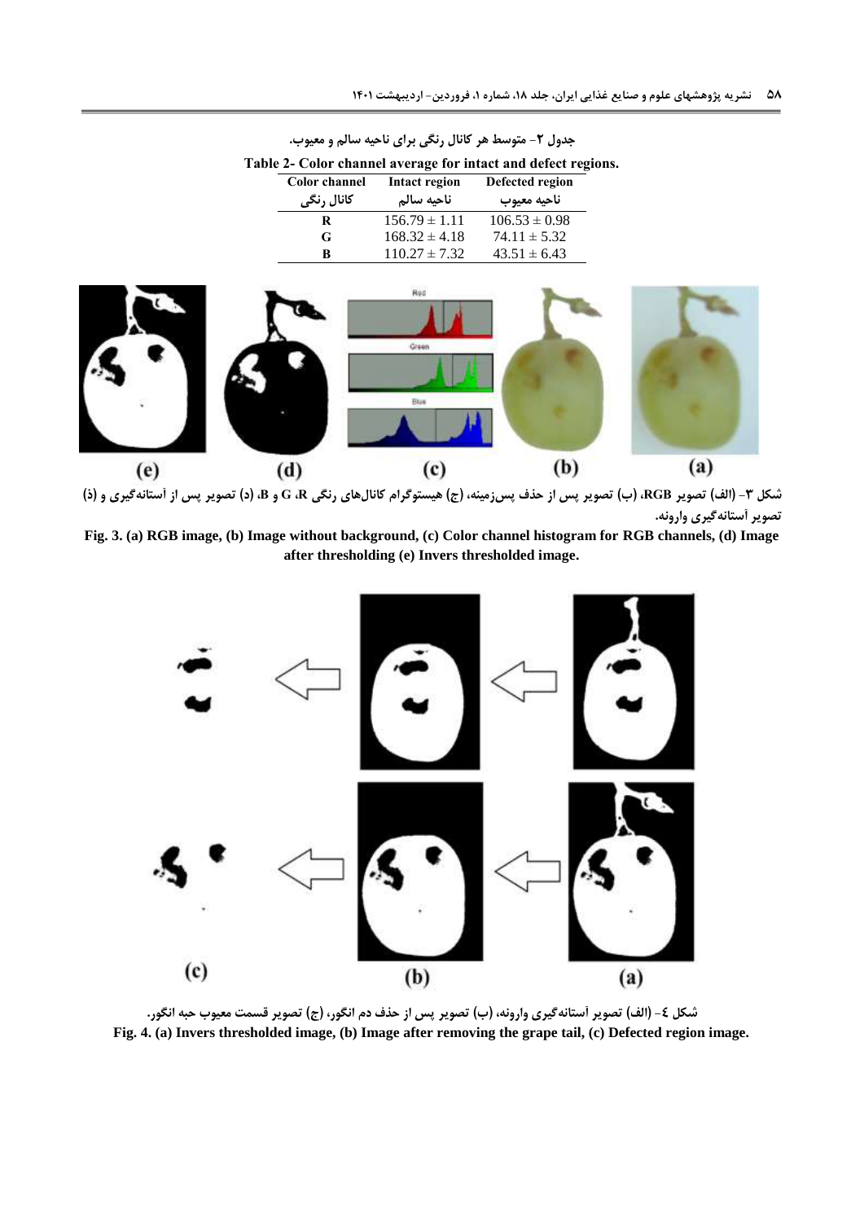جدول ۲- متوسط هر کانال رنگی برای ناحیه سالم و معیوب.

Table 2- Color channel average for intact and defect regions.

| Color channel<br>کانال رنگی | Intact region<br>ناحیه سالم | Defected region<br>ناحیه معیوب |
|---|---|---|
| R | 156.79 ± 1.11 | 106.53 ± 0.98 |
| G | 168.32 ± 4.18 | 74.11 ± 5.32 |
| B | 110.27 ± 7.32 | 43.51 ± 6.43 |

شکل ۳- (الف) تصویر RGB، (ب) تصویر پس از حذف پس‌زمینه، (ج) هیستوگرام کانال‌های رنگی R، G و B، (د) تصویر پس از آستانه‌گیری و (ذ) تصویر آستانه‌گیری وارونه.

**Fig. 3. (a) RGB image, (b) Image without background, (c) Color channel histogram for RGB channels, (d) Image after thresholding (e) Invers thresholded image.**

شکل ٤- (الف) تصویر آستانه‌گیری وارونه، (ب) تصویر پس از حذف دم انگور، (ج) تصویر قسمت معیوب حبه انگور.

**Fig. 4. (a) Invers thresholded image, (b) Image after removing the grape tail, (c) Defected region image.**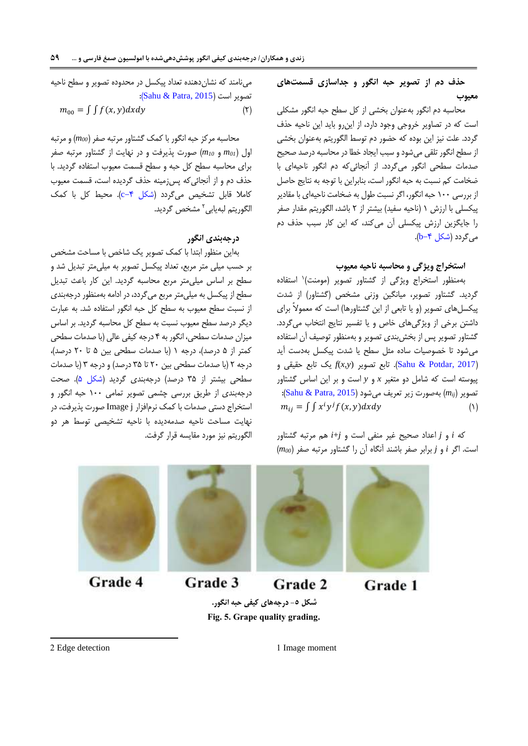## حذف دم از تصویر حبه انگور و جداسازی قسمت‌های معیوب

محاسبه دم انگور به‌عنوان بخشی از کل سطح حبه انگور مشکلی است که در تصاویر خروجی وجود دارد، از این‌رو باید این ناحیه حذف گردد. علت نیز این بوده که حضور دم توسط الگوریتم به‌عنوان بخشی از سطح انگور تلقی می‌شود و سبب ایجاد خطا در محاسبه درصد صحیح صدمات سطحی انگور می‌گردد. از آنجائی‌که دم انگور ناحیه‌ای با ضخامت کم نسبت به حبه انگور است، بنابراین با توجه به نتایج حاصل از بررسی ۱۰۰ حبه انگور، اگر نسبت طول به ضخامت ناحیه‌ای با مقادیر پیکسلی با ارزش ۱ (ناحیه سفید) بیشتر از ۲ باشد، الگوریتم مقدار صفر را جایگزین ارزش پیکسلی آن می‌کند، که این کار سبب حذف دم می‌گردد (شکل ۴-b).

## استخراج ویژگی و محاسبه ناحیه معیوب

به‌منظور استخراج ویژگی از گشتاور تصویر (مومنت)[1] استفاده گردید. گشتاور تصویر، میانگین وزنی مشخص (گشتاور) از شدت پیکسل‌های تصویر (و یا تابعی از این گشتاورها) است که معمولاً برای داشتن برخی از ویژگی‌های خاص و یا تفسیر نتایج انتخاب می‌گردد. گشتاور تصویر پس از بخش‌بندی تصویر و به‌منظور توصیف آن استفاده می‌شود تا خصوصیات ساده مثل سطح یا شدت پیکسل بدست آید (Sahu & Potdar, 2017). تابع تصویر $f(x,y)$ یک تابع حقیقی و پیوسته است که شامل دو متغیر $x$ و $y$ است و بر این اساس گشتاور تصویر $(m_{ij})$ به‌صورت زیر تعریف می‌شود (Sahu & Patra, 2015):

$$m_{ij} = \int\int x^i y^j f(x,y)dxdy \qquad (۱)$$

که $i$ و $j$ اعداد صحیح غیر منفی است و $i+j$ هم مرتبه گشتاور است. اگر $i$ و $j$ برابر صفر باشند آنگاه آن را گشتاور مرتبه صفر $(m_{00})$ می‌نامند که نشان‌دهنده تعداد پیکسل در محدوده تصویر و سطح ناحیه تصویر است (Sahu & Patra, 2015):

$$m_{00} = \int\int f(x,y)dxdy \qquad (۲)$$

محاسبه مرکز حبه انگور با کمک گشتاور مرتبه صفر $(m_{00})$ و مرتبه اول $(m_{10}$ و $m_{01})$ صورت پذیرفت و در نهایت از گشتاور مرتبه صفر برای محاسبه سطح کل حبه و سطح قسمت معیوب استفاده گردید. با حذف دم و از آنجائی‌که پس‌زمینه حذف گردیده است، قسمت معیوب کاملا قابل تشخیص می‌گردد (شکل ۴-c). محیط کل با کمک الگوریتم لبه‌یابی[2] مشخص گردید.

## درجه‌بندی انگور

بدین‌منظور ابتدا با کمک تصویر یک شاخص با مساحت مشخص بر حسب میلی متر مربع، تعداد پیکسل تصویر به میلی‌متر تبدیل شد و سطح بر اساس میلی‌متر مربع محاسبه گردید. این کار باعث تبدیل سطح از پیکسل به میلی‌متر مربع می‌گردد، در ادامه به‌منظور درجه‌بندی از نسبت سطح معیوب به سطح کل حبه انگور استفاده شد. به عبارت دیگر درصد سطح معیوب نسبت به سطح کل محاسبه گردید. بر اساس میزان صدمات سطحی، انگور به ۴ درجه کیفی عالی (با صدمات سطحی کمتر از ۵ درصد)، درجه ۱ (با صدمات سطحی بین ۵ تا ۲۰ درصد)، درجه ۲ (با صدمات سطحی بین ۲۰ تا ۳۵ درصد) و درجه ۳ (با صدمات سطحی بیشتر از ۳۵ درصد) درجه‌بندی گردید (شکل ۵). صحت درجه‌بندی از طریق بررسی تصویر چشمی تمامی ۱۰۰ حبه انگور و استخراج دستی صدمات با کمک نرم‌افزار Image j صورت پذیرفت، در نهایت مساحت ناحیه صدمه‌دیده با ناحیه تشخیصی توسط هر دو الگوریتم نیز مورد مقایسه قرار گرفت.

Grade 4 &nbsp;&nbsp; Grade 3 &nbsp;&nbsp; Grade 2 &nbsp;&nbsp; Grade 1

شکل ۵- درجه‌های کیفی حبه انگور.

**Fig. 5. Grape quality grading.**

---

1 Image moment

2 Edge detection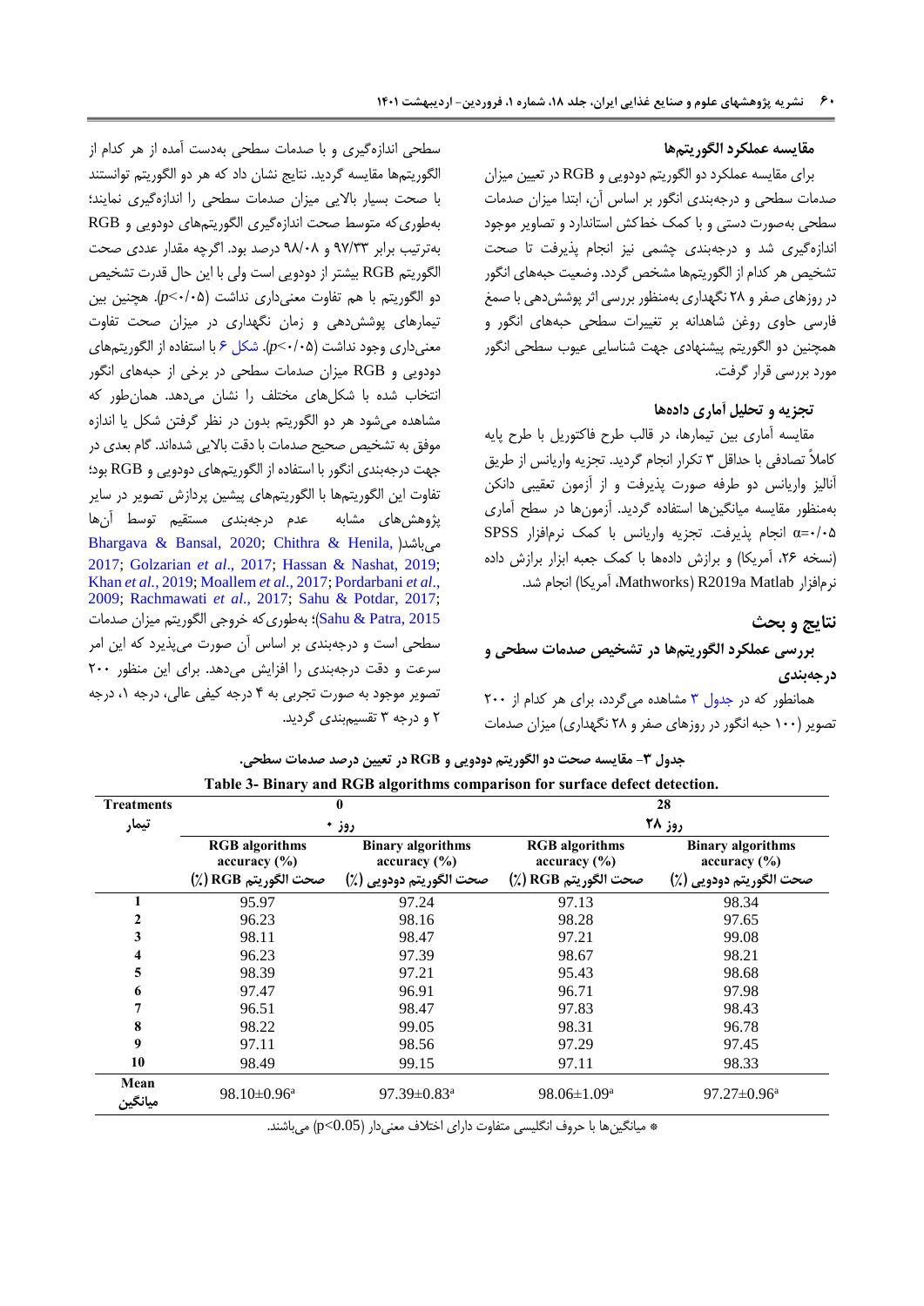### مقایسه عملکرد الگوریتم‌ها

برای مقایسه عملکرد دو الگوریتم دودویی و RGB در تعیین میزان صدمات سطحی و درجه‌بندی انگور بر اساس آن، ابتدا میزان صدمات سطحی به‌صورت دستی و با کمک خط‌کش استاندارد و تصاویر موجود اندازه‌گیری شد و درجه‌بندی چشمی نیز انجام پذیرفت تا صحت تشخیص هر کدام از الگوریتم‌ها مشخص گردد. وضعیت حبه‌های انگور در روزهای صفر و ۲۸ نگهداری به‌منظور بررسی اثر پوشش‌دهی با صمغ فارسی حاوی روغن شاهدانه بر تغییرات سطحی حبه‌های انگور و همچنین دو الگوریتم پیشنهادی جهت شناسایی عیوب سطحی انگور مورد بررسی قرار گرفت.

### تجزیه و تحلیل آماری داده‌ها

مقایسه آماری بین تیمارها، در قالب طرح فاکتوریل با طرح پایه کاملاً تصادفی با حداقل ۳ تکرار انجام گردید. تجزیه واریانس از طریق آنالیز واریانس دو طرفه صورت پذیرفت و از آزمون تعقیبی دانکن به‌منظور مقایسه میانگین‌ها استفاده گردید. آزمون‌ها در سطح آماری α=۰/۰۵ انجام پذیرفت. تجزیه واریانس با کمک نرم‌افزار SPSS (نسخه ۲۶، آمریکا) و برازش داده‌ها با کمک جعبه ابزار برازش داده نرم‌افزار Matlab R2019a (Mathworks، آمریکا) انجام شد.

## نتایج و بحث

### بررسی عملکرد الگوریتم‌ها در تشخیص صدمات سطحی و درجه‌بندی

همانطور که در جدول ۳ مشاهده می‌گردد، برای هر کدام از ۲۰۰ تصویر (۱۰۰ حبه انگور در روزهای صفر و ۲۸ نگهداری) میزان صدمات سطحی اندازه‌گیری و با صدمات سطحی به‌دست آمده از هر کدام از الگوریتم‌ها مقایسه گردید. نتایج نشان داد که هر دو الگوریتم توانستند با صحت بسیار بالایی میزان صدمات سطحی را اندازه‌گیری نمایند؛ به‌طوری‌که متوسط صحت اندازه‌گیری الگوریتم‌های دودویی و RGB به‌ترتیب برابر ۹۷/۳۳ و ۹۸/۰۸ درصد بود. اگرچه مقدار عددی صحت الگوریتم RGB بیشتر از دودویی است ولی با این حال قدرت تشخیص دو الگوریتم با هم تفاوت معنی‌داری نداشت ($p<0.05$). همچنین بین تیمارهای پوشش‌دهی و زمان نگهداری در میزان صحت تفاوت معنی‌داری وجود نداشت ($p<0.05$). شکل ۶ با استفاده از الگوریتم‌های دودویی و RGB میزان صدمات سطحی در برخی از حبه‌های انگور انتخاب شده با شکل‌های مختلف را نشان می‌دهد. همان‌طور که مشاهده می‌شود هر دو الگوریتم بدون در نظر گرفتن شکل یا اندازه موفق به تشخیص صحیح صدمات با دقت بالایی شده‌اند. گام بعدی در جهت درجه‌بندی انگور با استفاده از الگوریتم‌های دودویی و RGB بود؛ تفاوت این الگوریتم‌ها با الگوریتم‌های پیشین پردازش تصویر در سایر پژوهش‌های مشابه عدم درجه‌بندی مستقیم توسط آن‌ها می‌باشد(Bhargava & Bansal, 2020; Chithra & Henila, 2017; Golzarian *et al*., 2017; Hassan & Nashat, 2019; Khan *et al*., 2019; Moallem *et al*., 2017; Pordarbani *et al*., 2009; Rachmawati *et al*., 2017; Sahu & Potdar, 2017; Sahu & Patra, 2015)؛ به‌طوری‌که خروجی الگوریتم میزان صدمات سطحی است و درجه‌بندی بر اساس آن صورت می‌پذیرد که این امر سرعت و دقت درجه‌بندی را افزایش می‌دهد. برای این منظور ۲۰۰ تصویر موجود به صورت تجربی به ۴ درجه کیفی عالی، درجه ۱، درجه ۲ و درجه ۳ تقسیم‌بندی گردید.

**جدول ۳- مقایسه صحت دو الگوریتم دودویی و RGB در تعیین درصد صدمات سطحی.**

**Table 3- Binary and RGB algorithms comparison for surface defect detection.**

| Treatments تیمار | 0 روز ۰ | | 28 روز ۲۸ | |
|---|---|---|---|---|
| | RGB algorithms accuracy (%) صحت الگوریتم RGB (٪) | Binary algorithms accuracy (%) صحت الگوریتم دودویی (٪) | RGB algorithms accuracy (%) صحت الگوریتم RGB (٪) | Binary algorithms accuracy (%) صحت الگوریتم دودویی (٪) |
| 1 | 95.97 | 97.24 | 97.13 | 98.34 |
| 2 | 96.23 | 98.16 | 98.28 | 97.65 |
| 3 | 98.11 | 98.47 | 97.21 | 99.08 |
| 4 | 96.23 | 97.39 | 98.67 | 98.21 |
| 5 | 98.39 | 97.21 | 95.43 | 98.68 |
| 6 | 97.47 | 96.91 | 96.71 | 97.98 |
| 7 | 96.51 | 98.47 | 97.83 | 98.43 |
| 8 | 98.22 | 99.05 | 98.31 | 96.78 |
| 9 | 97.11 | 98.56 | 97.29 | 97.45 |
| 10 | 98.49 | 99.15 | 97.11 | 98.33 |
| Mean میانگین | 98.10±0.96[a] | 97.39±0.83[a] | 98.06±1.09[a] | 97.27±0.96[a] |

* میانگین‌ها با حروف انگلیسی متفاوت دارای اختلاف معنی‌دار ($p<0.05$) می‌باشند.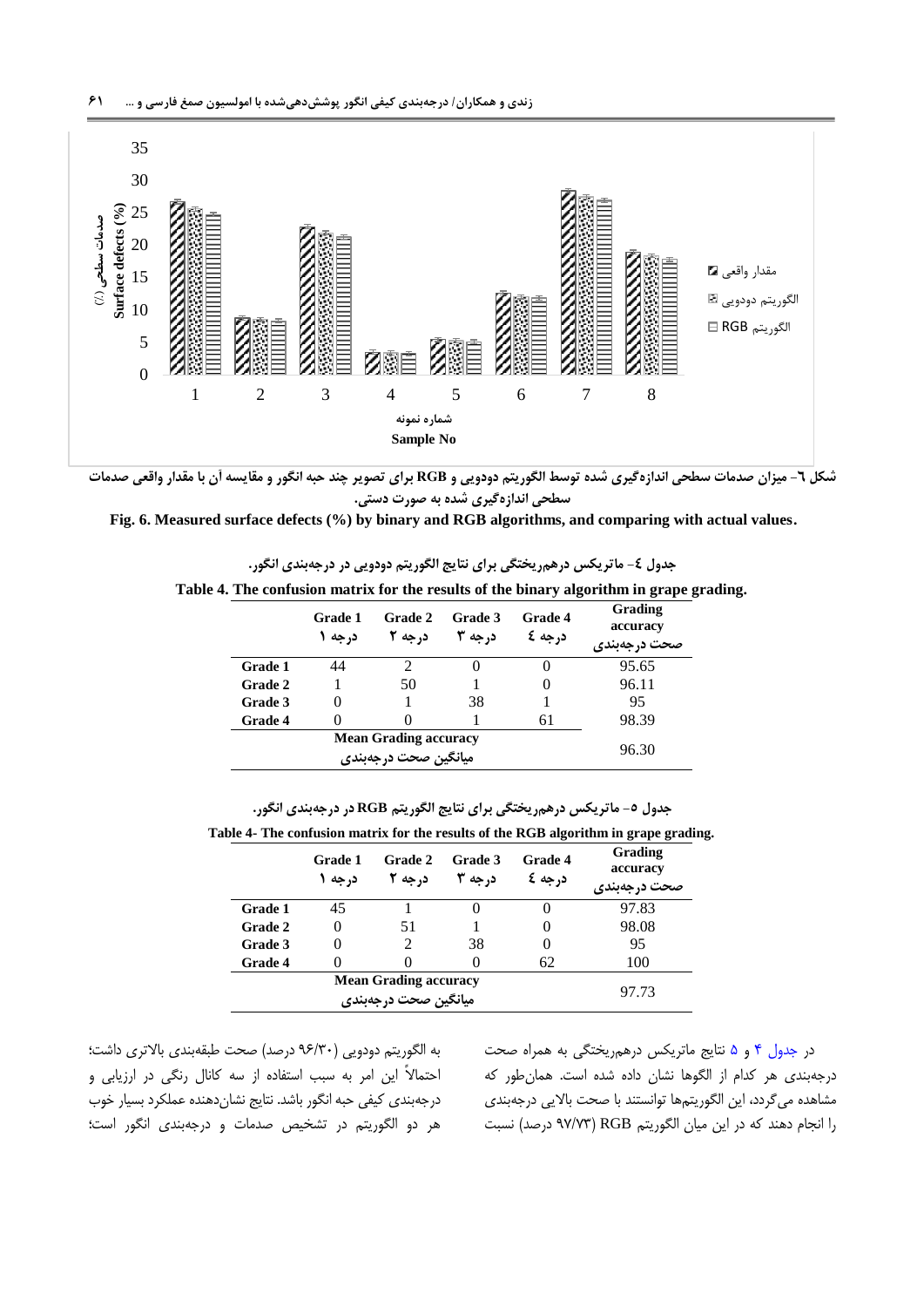شکل ٦- میزان صدمات سطحی اندازه‌گیری شده توسط الگوریتم دودویی و RGB برای تصویر چند حبه انگور و مقایسه آن با مقدار واقعی صدمات سطحی اندازه‌گیری شده به صورت دستی.

**Fig. 6. Measured surface defects (%) by binary and RGB algorithms, and comparing with actual values.**

جدول ٤- ماتریکس درهم‌ریختگی برای نتایج الگوریتم دودویی در درجه‌بندی انگور.

**Table 4. The confusion matrix for the results of the binary algorithm in grape grading.**

| | Grade 1 درجه ١ | Grade 2 درجه ٢ | Grade 3 درجه ٣ | Grade 4 درجه ٤ | Grading accuracy صحت درجه‌بندی |
|---|---|---|---|---|---|
| **Grade 1** | 44 | 2 | 0 | 0 | 95.65 |
| **Grade 2** | 1 | 50 | 1 | 0 | 96.11 |
| **Grade 3** | 0 | 1 | 38 | 1 | 95 |
| **Grade 4** | 0 | 0 | 1 | 61 | 98.39 |
| **Mean Grading accuracy میانگین صحت درجه‌بندی** | | | | | 96.30 |

جدول ٥- ماتریکس درهم‌ریختگی برای نتایج الگوریتم RGB در درجه‌بندی انگور.

**Table 4- The confusion matrix for the results of the RGB algorithm in grape grading.**

| | Grade 1 درجه ١ | Grade 2 درجه ٢ | Grade 3 درجه ٣ | Grade 4 درجه ٤ | Grading accuracy صحت درجه‌بندی |
|---|---|---|---|---|---|
| **Grade 1** | 45 | 1 | 0 | 0 | 97.83 |
| **Grade 2** | 0 | 51 | 1 | 0 | 98.08 |
| **Grade 3** | 0 | 2 | 38 | 0 | 95 |
| **Grade 4** | 0 | 0 | 0 | 62 | 100 |
| **Mean Grading accuracy میانگین صحت درجه‌بندی** | | | | | 97.73 |

در جدول ۴ و ۵ نتایج ماتریکس درهم‌ریختگی به همراه صحت درجه‌بندی هر کدام از الگوها نشان داده شده است. همان‌طور که مشاهده می‌گردد، این الگوریتم‌ها توانستند با صحت بالایی درجه‌بندی را انجام دهند که در این میان الگوریتم RGB (۹۷/۷۳ درصد) نسبت به الگوریتم دودویی (۹۶/۳۰ درصد) صحت طبقه‌بندی بالاتری داشت؛ احتمالاً این امر به سبب استفاده از سه کانال رنگی در ارزیابی و درجه‌بندی کیفی حبه انگور باشد. نتایج نشان‌دهنده عملکرد بسیار خوب هر دو الگوریتم در تشخیص صدمات و درجه‌بندی انگور است؛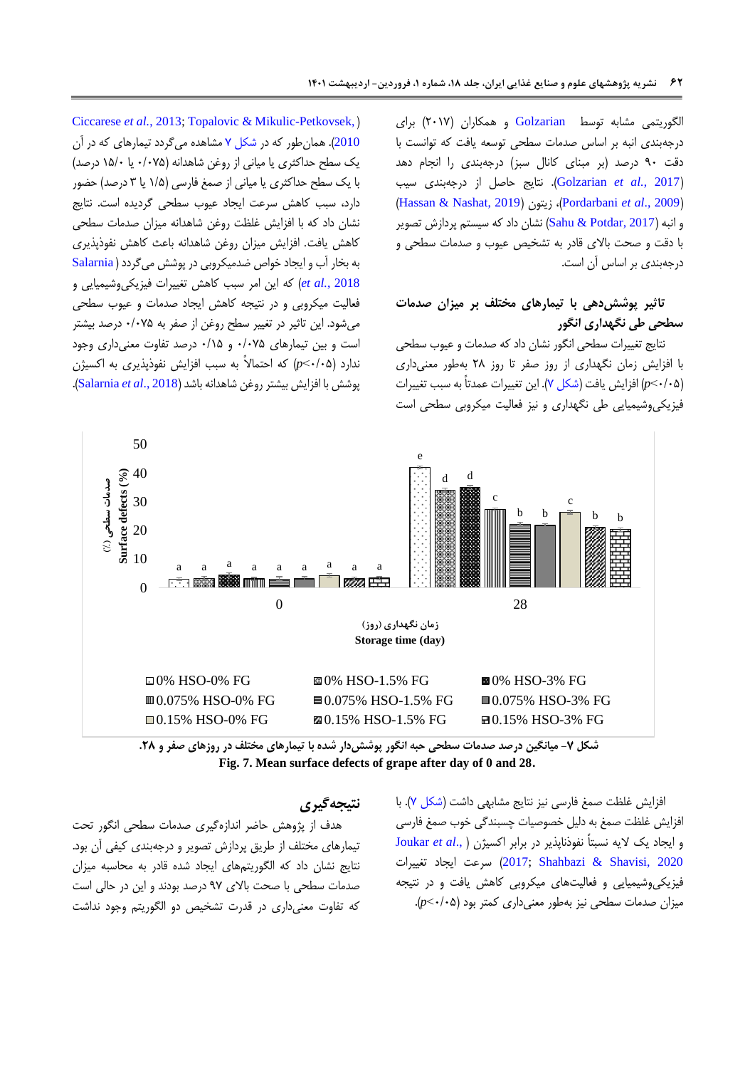الگوریتمی مشابه توسط Golzarian و همکاران (۲۰۱۷) برای درجه‌بندی انبه بر اساس صدمات سطحی توسعه یافت که توانست با دقت ۹۰ درصد (بر مبنای کانال سبز) درجه‌بندی را انجام دهد (Golzarian *et al.*, 2017). نتایج حاصل از درجه‌بندی سیب (Pordarbani *et al.*, 2009)، زیتون (Hassan & Nashat, 2019) و انبه (Sahu & Potdar, 2017) نشان داد که سیستم پردازش تصویر با دقت و صحت بالای قادر به تشخیص عیوب و صدمات سطحی و درجه‌بندی بر اساس آن است.

## تاثیر پوشش‌دهی با تیمارهای مختلف بر میزان صدمات سطحی طی نگهداری انگور

نتایج تغییرات سطحی انگور نشان داد که صدمات و عیوب سطحی با افزایش زمان نگهداری از روز صفر تا روز ۲۸ به‌طور معنی‌داری ($p<0.05$) افزایش یافت (شکل ۷). این تغییرات عمدتاً به سبب تغییرات فیزیکی‌وشیمیایی طی نگهداری و نیز فعالیت میکروبی سطحی است (Ciccarese *et al.*, 2013; Topalovic & Mikulic-Petkovsek, 2010). همان‌طور که در شکل ۷ مشاهده می‌گردد تیمارهای که در آن یک سطح حداکثری یا میانی از روغن شاهدانه (۰/۰۷۵ یا ۱۵/۰ درصد) با یک سطح حداکثری یا میانی از صمغ فارسی (۱/۵ یا ۳ درصد) حضور دارد، سبب کاهش سرعت ایجاد عیوب سطحی گردیده است. نتایج نشان داد که با افزایش غلظت روغن شاهدانه میزان صدمات سطحی کاهش یافت. افزایش میزان روغن شاهدانه باعث کاهش نفوذپذیری به بخار آب و ایجاد خواص ضدمیکروبی در پوشش می‌گردد (Salarnia *et al.*, 2018) که این امر سبب کاهش تغییرات فیزیکی‌وشیمیایی و فعالیت میکروبی و در نتیجه کاهش ایجاد صدمات و عیوب سطحی می‌شود. این تاثیر در تغییر سطح روغن از صفر به ۰/۰۷۵ درصد بیشتر است و بین تیمارهای ۰/۰۷۵ و ۰/۱۵ درصد تفاوت معنی‌داری وجود ندارد ($p<0.05$) که احتمالاً به سبب افزایش نفوذپذیری به اکسیژن پوشش با افزایش بیشتر روغن شاهدانه باشد (Salarnia *et al.*, 2018).

| Storage time (day) | 0% HSO-0% FG | 0% HSO-1.5% FG | 0% HSO-3% FG | 0.075% HSO-0% FG | 0.075% HSO-1.5% FG | 0.075% HSO-3% FG | 0.15% HSO-0% FG | 0.15% HSO-1.5% FG | 0.15% HSO-3% FG |
|---|---|---|---|---|---|---|---|---|---|
| 0 | a | a | a | a | a | a | a | a | a |
| 28 | e | d | d | c | b | b | c | b | b |

صدمات سطحی (%) / Surface defects (%) — زمان نگهداری (روز) / Storage time (day)

**شکل ۷- میانگین درصد صدمات سطحی حبه انگور پوشش‌دار شده با تیمارهای مختلف در روزهای صفر و ۲۸.**

**Fig. 7. Mean surface defects of grape after day of 0 and 28.**

افزایش غلظت صمغ فارسی نیز نتایج مشابهی داشت (شکل ۷). با افزایش غلظت صمغ به دلیل خصوصیات چسبندگی خوب صمغ فارسی و ایجاد یک لایه نسبتاً نفوذناپذیر در برابر اکسیژن (Joukar *et al.*, 2017; Shahbazi & Shavisi, 2020) سرعت ایجاد تغییرات فیزیکی‌وشیمیایی و فعالیت‌های میکروبی کاهش یافت و در نتیجه میزان صدمات سطحی نیز به‌طور معنی‌داری کمتر بود ($p<0.05$).

## نتیجه‌گیری

هدف از پژوهش حاضر اندازه‌گیری صدمات سطحی انگور تحت تیمارهای مختلف از طریق پردازش تصویر و درجه‌بندی کیفی آن بود. نتایج نشان داد که الگوریتم‌های ایجاد شده قادر به محاسبه میزان صدمات سطحی با صحت بالای ۹۷ درصد بودند و این در حالی است که تفاوت معنی‌داری در قدرت تشخیص دو الگوریتم وجود نداشت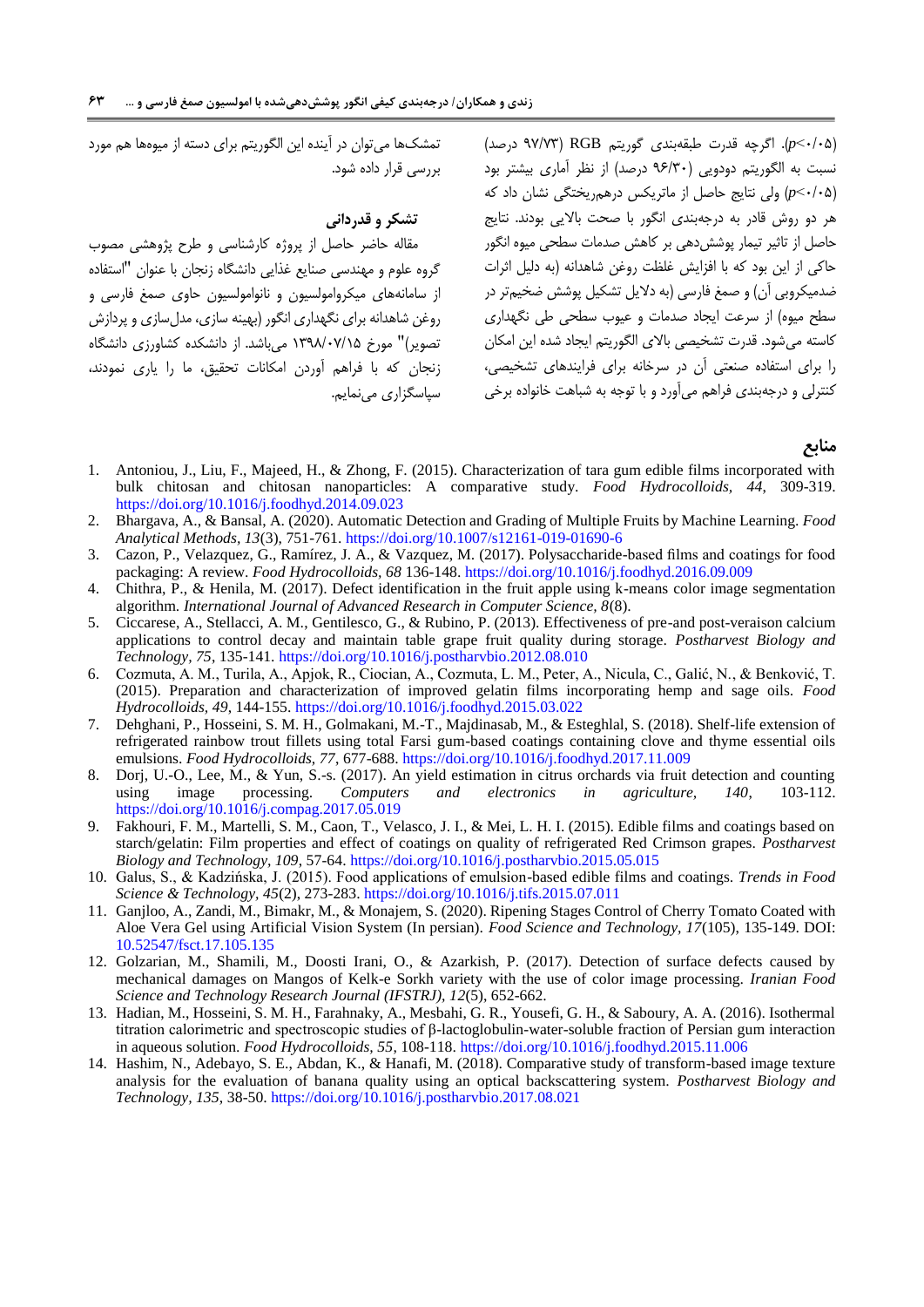(*p*<۰/۰۵). اگرچه قدرت طبقه‌بندی گوریتم RGB (۹۷/۷۳ درصد) نسبت به الگوریتم دودویی (۹۶/۳۰ درصد) از نظر آماری بیشتر بود (*p*<۰/۰۵) ولی نتایج حاصل از ماتریکس درهم‌ریختگی نشان داد که هر دو روش قادر به درجه‌بندی انگور با صحت بالایی بودند. نتایج حاصل از تاثیر تیمار پوشش‌دهی بر کاهش صدمات سطحی میوه انگور حاکی از این بود که با افزایش غلظت روغن شاهدانه (به دلیل اثرات ضدمیکروبی آن) و صمغ فارسی (به دلایل تشکیل پوشش ضخیم‌تر در سطح میوه) از سرعت ایجاد صدمات و عیوب سطحی طی نگهداری کاسته می‌شود. قدرت تشخیصی بالای الگوریتم ایجاد شده این امکان را برای استفاده صنعتی آن در سرخانه برای فرایندهای تشخیصی، کنترلی و درجه‌بندی فراهم می‌آورد و با توجه به شباهت خانواده برخی تمشک‌ها می‌توان در آینده این الگوریتم برای دسته از میوه‌ها هم مورد بررسی قرار داده شود.

### تشکر و قدردانی

مقاله حاضر حاصل از پروژه کارشناسی و طرح پژوهشی مصوب گروه علوم و مهندسی صنایع غذایی دانشگاه زنجان با عنوان "استفاده از سامانه‌های میکروامولسیون و نانوامولسیون حاوی صمغ فارسی و روغن شاهدانه برای نگهداری انگور (بهینه سازی، مدل‌سازی و پردازش تصویر)" مورخ ۱۳۹۸/۰۷/۱۵ می‌باشد. از دانشکده کشاورزی دانشگاه زنجان که با فراهم آوردن امکانات تحقیق، ما را یاری نمودند، سپاسگزاری می‌نماییم.

## منابع

1. Antoniou, J., Liu, F., Majeed, H., & Zhong, F. (2015). Characterization of tara gum edible films incorporated with bulk chitosan and chitosan nanoparticles: A comparative study. *Food Hydrocolloids, 44*, 309-319. https://doi.org/10.1016/j.foodhyd.2014.09.023
2. Bhargava, A., & Bansal, A. (2020). Automatic Detection and Grading of Multiple Fruits by Machine Learning. *Food Analytical Methods, 13*(3), 751-761. https://doi.org/10.1007/s12161-019-01690-6
3. Cazon, P., Velazquez, G., Ramírez, J. A., & Vazquez, M. (2017). Polysaccharide-based films and coatings for food packaging: A review. *Food Hydrocolloids, 68* 136-148. https://doi.org/10.1016/j.foodhyd.2016.09.009
4. Chithra, P., & Henila, M. (2017). Defect identification in the fruit apple using k-means color image segmentation algorithm. *International Journal of Advanced Research in Computer Science, 8*(8).
5. Ciccarese, A., Stellacci, A. M., Gentilesco, G., & Rubino, P. (2013). Effectiveness of pre-and post-veraison calcium applications to control decay and maintain table grape fruit quality during storage. *Postharvest Biology and Technology, 75*, 135-141. https://doi.org/10.1016/j.postharvbio.2012.08.010
6. Cozmuta, A. M., Turila, A., Apjok, R., Ciocian, A., Cozmuta, L. M., Peter, A., Nicula, C., Galić, N., & Benković, T. (2015). Preparation and characterization of improved gelatin films incorporating hemp and sage oils. *Food Hydrocolloids, 49*, 144-155. https://doi.org/10.1016/j.foodhyd.2015.03.022
7. Dehghani, P., Hosseini, S. M. H., Golmakani, M.-T., Majdinasab, M., & Esteghlal, S. (2018). Shelf-life extension of refrigerated rainbow trout fillets using total Farsi gum-based coatings containing clove and thyme essential oils emulsions. *Food Hydrocolloids, 77*, 677-688. https://doi.org/10.1016/j.foodhyd.2017.11.009
8. Dorj, U.-O., Lee, M., & Yun, S.-s. (2017). An yield estimation in citrus orchards via fruit detection and counting using image processing. *Computers and electronics in agriculture, 140*, 103-112. https://doi.org/10.1016/j.compag.2017.05.019
9. Fakhouri, F. M., Martelli, S. M., Caon, T., Velasco, J. I., & Mei, L. H. I. (2015). Edible films and coatings based on starch/gelatin: Film properties and effect of coatings on quality of refrigerated Red Crimson grapes. *Postharvest Biology and Technology, 109*, 57-64. https://doi.org/10.1016/j.postharvbio.2015.05.015
10. Galus, S., & Kadzińska, J. (2015). Food applications of emulsion-based edible films and coatings. *Trends in Food Science & Technology, 45*(2), 273-283. https://doi.org/10.1016/j.tifs.2015.07.011
11. Ganjloo, A., Zandi, M., Bimakr, M., & Monajem, S. (2020). Ripening Stages Control of Cherry Tomato Coated with Aloe Vera Gel using Artificial Vision System (In persian). *Food Science and Technology, 17*(105), 135-149. DOI: 10.52547/fsct.17.105.135
12. Golzarian, M., Shamili, M., Doosti Irani, O., & Azarkish, P. (2017). Detection of surface defects caused by mechanical damages on Mangos of Kelk-e Sorkh variety with the use of color image processing. *Iranian Food Science and Technology Research Journal (IFSTRJ), 12*(5), 652-662.
13. Hadian, M., Hosseini, S. M. H., Farahnaky, A., Mesbahi, G. R., Yousefi, G. H., & Saboury, A. A. (2016). Isothermal titration calorimetric and spectroscopic studies of β-lactoglobulin-water-soluble fraction of Persian gum interaction in aqueous solution. *Food Hydrocolloids, 55*, 108-118. https://doi.org/10.1016/j.foodhyd.2015.11.006
14. Hashim, N., Adebayo, S. E., Abdan, K., & Hanafi, M. (2018). Comparative study of transform-based image texture analysis for the evaluation of banana quality using an optical backscattering system. *Postharvest Biology and Technology, 135*, 38-50. https://doi.org/10.1016/j.postharvbio.2017.08.021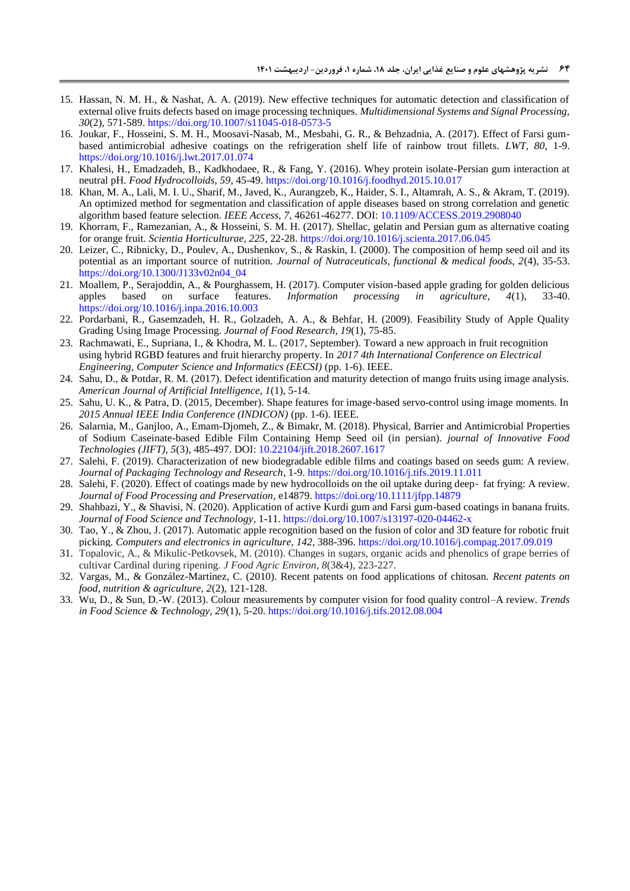15. Hassan, N. M. H., & Nashat, A. A. (2019). New effective techniques for automatic detection and classification of external olive fruits defects based on image processing techniques. *Multidimensional Systems and Signal Processing, 30*(2), 571-589. https://doi.org/10.1007/s11045-018-0573-5
16. Joukar, F., Hosseini, S. M. H., Moosavi-Nasab, M., Mesbahi, G. R., & Behzadnia, A. (2017). Effect of Farsi gum-based antimicrobial adhesive coatings on the refrigeration shelf life of rainbow trout fillets. *LWT, 80*, 1-9. https://doi.org/10.1016/j.lwt.2017.01.074
17. Khalesi, H., Emadzadeh, B., Kadkhodaee, R., & Fang, Y. (2016). Whey protein isolate-Persian gum interaction at neutral pH. *Food Hydrocolloids, 59*, 45-49. https://doi.org/10.1016/j.foodhyd.2015.10.017
18. Khan, M. A., Lali, M. I. U., Sharif, M., Javed, K., Aurangzeb, K., Haider, S. I., Altamrah, A. S., & Akram, T. (2019). An optimized method for segmentation and classification of apple diseases based on strong correlation and genetic algorithm based feature selection. *IEEE Access, 7*, 46261-46277. DOI: 10.1109/ACCESS.2019.2908040
19. Khorram, F., Ramezanian, A., & Hosseini, S. M. H. (2017). Shellac, gelatin and Persian gum as alternative coating for orange fruit. *Scientia Horticulturae, 225*, 22-28. https://doi.org/10.1016/j.scienta.2017.06.045
20. Leizer, C., Ribnicky, D., Poulev, A., Dushenkov, S., & Raskin, I. (2000). The composition of hemp seed oil and its potential as an important source of nutrition. *Journal of Nutraceuticals, functional & medical foods, 2*(4), 35-53. https://doi.org/10.1300/J133v02n04_04
21. Moallem, P., Serajoddin, A., & Pourghassem, H. (2017). Computer vision-based apple grading for golden delicious apples based on surface features. *Information processing in agriculture, 4*(1), 33-40. https://doi.org/10.1016/j.inpa.2016.10.003
22. Pordarbani, R., Gasemzadeh, H. R., Golzadeh, A. A., & Behfar, H. (2009). Feasibility Study of Apple Quality Grading Using Image Processing. *Journal of Food Research, 19*(1), 75-85.
23. Rachmawati, E., Supriana, I., & Khodra, M. L. (2017, September). Toward a new approach in fruit recognition using hybrid RGBD features and fruit hierarchy property. In *2017 4th International Conference on Electrical Engineering, Computer Science and Informatics (EECSI)* (pp. 1-6). IEEE.
24. Sahu, D., & Potdar, R. M. (2017). Defect identification and maturity detection of mango fruits using image analysis. *American Journal of Artificial Intelligence, 1*(1), 5-14.
25. Sahu, U. K., & Patra, D. (2015, December). Shape features for image-based servo-control using image moments. In *2015 Annual IEEE India Conference (INDICON)* (pp. 1-6). IEEE.
26. Salarnia, M., Ganjloo, A., Emam-Djomeh, Z., & Bimakr, M. (2018). Physical, Barrier and Antimicrobial Properties of Sodium Caseinate-based Edible Film Containing Hemp Seed oil (in persian). *journal of Innovative Food Technologies (JIFT), 5*(3), 485-497. DOI: 10.22104/jift.2018.2607.1617
27. Salehi, F. (2019). Characterization of new biodegradable edible films and coatings based on seeds gum: A review. *Journal of Packaging Technology and Research*, 1-9. https://doi.org/10.1016/j.tifs.2019.11.011
28. Salehi, F. (2020). Effect of coatings made by new hydrocolloids on the oil uptake during deep‐fat frying: A review. *Journal of Food Processing and Preservation*, e14879. https://doi.org/10.1111/jfpp.14879
29. Shahbazi, Y., & Shavisi, N. (2020). Application of active Kurdi gum and Farsi gum-based coatings in banana fruits. *Journal of Food Science and Technology*, 1-11. https://doi.org/10.1007/s13197-020-04462-x
30. Tao, Y., & Zhou, J. (2017). Automatic apple recognition based on the fusion of color and 3D feature for robotic fruit picking. *Computers and electronics in agriculture, 142*, 388-396. https://doi.org/10.1016/j.compag.2017.09.019
31. Topalovic, A., & Mikulic-Petkovsek, M. (2010). Changes in sugars, organic acids and phenolics of grape berries of cultivar Cardinal during ripening. *J Food Agric Environ, 8*(3&4), 223-227.
32. Vargas, M., & González-Martínez, C. (2010). Recent patents on food applications of chitosan. *Recent patents on food, nutrition & agriculture, 2*(2), 121-128.
33. Wu, D., & Sun, D.-W. (2013). Colour measurements by computer vision for food quality control–A review. *Trends in Food Science & Technology, 29*(1), 5-20. https://doi.org/10.1016/j.tifs.2012.08.004